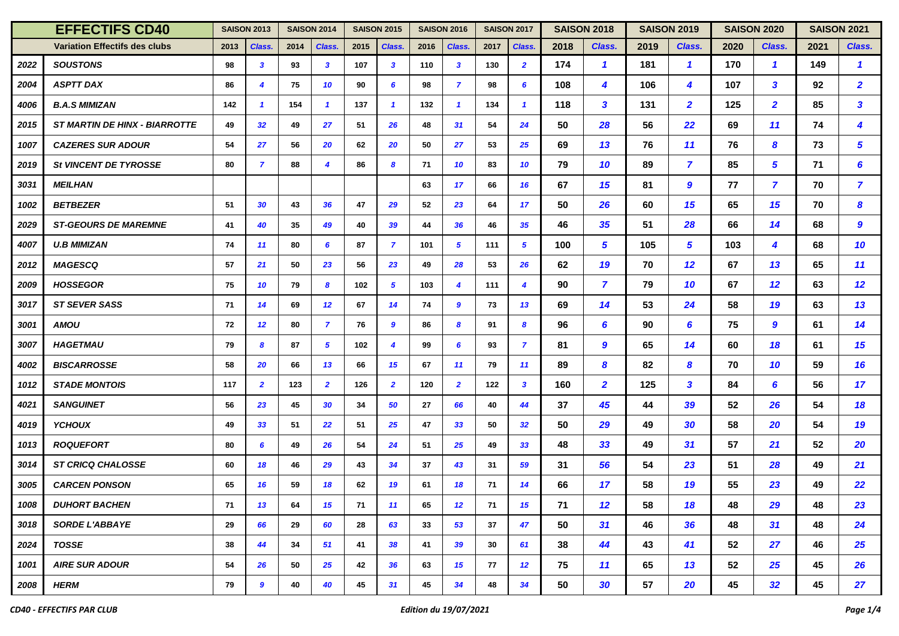| EFFECTIFS CD40 | | SAISON 2013 | | SAISON 2014 | | SAISON 2015 | | SAISON 2016 | | SAISON 2017 | | SAISON 2018 | | SAISON 2019 | | SAISON 2020 | | SAISON 2021 | |
|---|---|---|---|---|---|---|---|---|---|---|---|---|---|---|---|---|---|---|---|
| Variation Effectifs des clubs | | 2013 | Class. | 2014 | Class. | 2015 | Class. | 2016 | Class. | 2017 | Class. | 2018 | Class. | 2019 | Class. | 2020 | Class. | 2021 | Class. |
| 2022 | SOUSTONS | 98 | 3 | 93 | 3 | 107 | 3 | 110 | 3 | 130 | 2 | 174 | 1 | 181 | 1 | 170 | 1 | 149 | 1 |
| 2004 | ASPTT DAX | 86 | 4 | 75 | 10 | 90 | 6 | 98 | 7 | 98 | 6 | 108 | 4 | 106 | 4 | 107 | 3 | 92 | 2 |
| 4006 | B.A.S MIMIZAN | 142 | 1 | 154 | 1 | 137 | 1 | 132 | 1 | 134 | 1 | 118 | 3 | 131 | 2 | 125 | 2 | 85 | 3 |
| 2015 | ST MARTIN DE HINX - BIARROTTE | 49 | 32 | 49 | 27 | 51 | 26 | 48 | 31 | 54 | 24 | 50 | 28 | 56 | 22 | 69 | 11 | 74 | 4 |
| 1007 | CAZERES SUR ADOUR | 54 | 27 | 56 | 20 | 62 | 20 | 50 | 27 | 53 | 25 | 69 | 13 | 76 | 11 | 76 | 8 | 73 | 5 |
| 2019 | St VINCENT DE TYROSSE | 80 | 7 | 88 | 4 | 86 | 8 | 71 | 10 | 83 | 10 | 79 | 10 | 89 | 7 | 85 | 5 | 71 | 6 |
| 3031 | MEILHAN | | | | | | | 63 | 17 | 66 | 16 | 67 | 15 | 81 | 9 | 77 | 7 | 70 | 7 |
| 1002 | BETBEZER | 51 | 30 | 43 | 36 | 47 | 29 | 52 | 23 | 64 | 17 | 50 | 26 | 60 | 15 | 65 | 15 | 70 | 8 |
| 2029 | ST-GEOURS DE MAREMNE | 41 | 40 | 35 | 49 | 40 | 39 | 44 | 36 | 46 | 35 | 46 | 35 | 51 | 28 | 66 | 14 | 68 | 9 |
| 4007 | U.B MIMIZAN | 74 | 11 | 80 | 6 | 87 | 7 | 101 | 5 | 111 | 5 | 100 | 5 | 105 | 5 | 103 | 4 | 68 | 10 |
| 2012 | MAGESCQ | 57 | 21 | 50 | 23 | 56 | 23 | 49 | 28 | 53 | 26 | 62 | 19 | 70 | 12 | 67 | 13 | 65 | 11 |
| 2009 | HOSSEGOR | 75 | 10 | 79 | 8 | 102 | 5 | 103 | 4 | 111 | 4 | 90 | 7 | 79 | 10 | 67 | 12 | 63 | 12 |
| 3017 | ST SEVER SASS | 71 | 14 | 69 | 12 | 67 | 14 | 74 | 9 | 73 | 13 | 69 | 14 | 53 | 24 | 58 | 19 | 63 | 13 |
| 3001 | AMOU | 72 | 12 | 80 | 7 | 76 | 9 | 86 | 8 | 91 | 8 | 96 | 6 | 90 | 6 | 75 | 9 | 61 | 14 |
| 3007 | HAGETMAU | 79 | 8 | 87 | 5 | 102 | 4 | 99 | 6 | 93 | 7 | 81 | 9 | 65 | 14 | 60 | 18 | 61 | 15 |
| 4002 | BISCARROSSE | 58 | 20 | 66 | 13 | 66 | 15 | 67 | 11 | 79 | 11 | 89 | 8 | 82 | 8 | 70 | 10 | 59 | 16 |
| 1012 | STADE MONTOIS | 117 | 2 | 123 | 2 | 126 | 2 | 120 | 2 | 122 | 3 | 160 | 2 | 125 | 3 | 84 | 6 | 56 | 17 |
| 4021 | SANGUINET | 56 | 23 | 45 | 30 | 34 | 50 | 27 | 66 | 40 | 44 | 37 | 45 | 44 | 39 | 52 | 26 | 54 | 18 |
| 4019 | YCHOUX | 49 | 33 | 51 | 22 | 51 | 25 | 47 | 33 | 50 | 32 | 50 | 29 | 49 | 30 | 58 | 20 | 54 | 19 |
| 1013 | ROQUEFORT | 80 | 6 | 49 | 26 | 54 | 24 | 51 | 25 | 49 | 33 | 48 | 33 | 49 | 31 | 57 | 21 | 52 | 20 |
| 3014 | ST CRICQ CHALOSSE | 60 | 18 | 46 | 29 | 43 | 34 | 37 | 43 | 31 | 59 | 31 | 56 | 54 | 23 | 51 | 28 | 49 | 21 |
| 3005 | CARCEN PONSON | 65 | 16 | 59 | 18 | 62 | 19 | 61 | 18 | 71 | 14 | 66 | 17 | 58 | 19 | 55 | 23 | 49 | 22 |
| 1008 | DUHORT BACHEN | 71 | 13 | 64 | 15 | 71 | 11 | 65 | 12 | 71 | 15 | 71 | 12 | 58 | 18 | 48 | 29 | 48 | 23 |
| 3018 | SORDE L'ABBAYE | 29 | 66 | 29 | 60 | 28 | 63 | 33 | 53 | 37 | 47 | 50 | 31 | 46 | 36 | 48 | 31 | 48 | 24 |
| 2024 | TOSSE | 38 | 44 | 34 | 51 | 41 | 38 | 41 | 39 | 30 | 61 | 38 | 44 | 43 | 41 | 52 | 27 | 46 | 25 |
| 1001 | AIRE SUR ADOUR | 54 | 26 | 50 | 25 | 42 | 36 | 63 | 15 | 77 | 12 | 75 | 11 | 65 | 13 | 52 | 25 | 45 | 26 |
| 2008 | HERM | 79 | 9 | 40 | 40 | 45 | 31 | 45 | 34 | 48 | 34 | 50 | 30 | 57 | 20 | 45 | 32 | 45 | 27 |

CD40 - EFFECTIFS PAR CLUB — Edition du 19/07/2021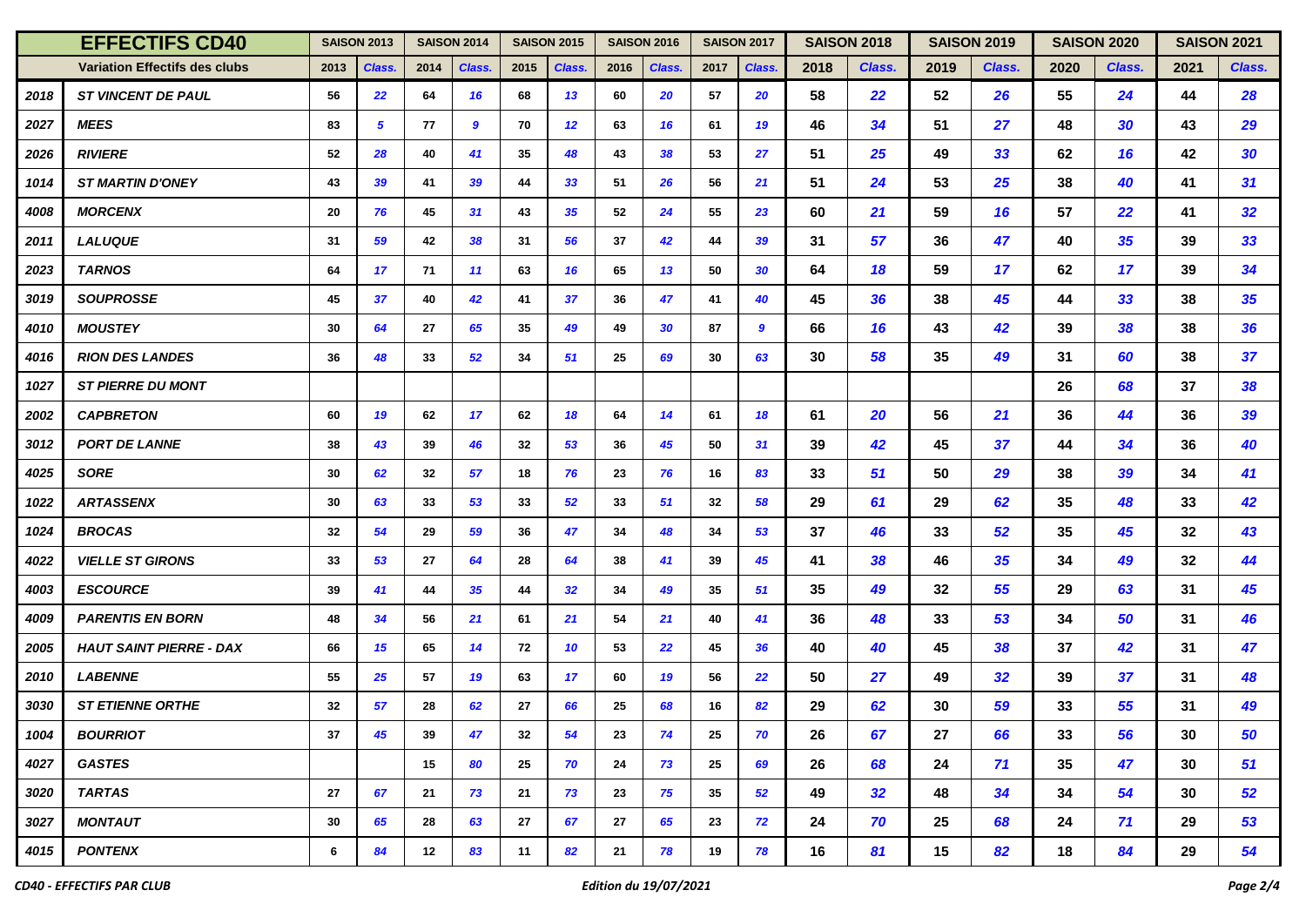| EFFECTIFS CD40 | | SAISON 2013 | | SAISON 2014 | | SAISON 2015 | | SAISON 2016 | | SAISON 2017 | | SAISON 2018 | | SAISON 2019 | | SAISON 2020 | | SAISON 2021 | |
|---|---|---|---|---|---|---|---|---|---|---|---|---|---|---|---|---|---|---|---|
| Variation Effectifs des clubs | | 2013 | Class. | 2014 | Class. | 2015 | Class. | 2016 | Class. | 2017 | Class. | 2018 | Class. | 2019 | Class. | 2020 | Class. | 2021 | Class. |
| 2018 | ST VINCENT DE PAUL | 56 | 22 | 64 | 16 | 68 | 13 | 60 | 20 | 57 | 20 | 58 | 22 | 52 | 26 | 55 | 24 | 44 | 28 |
| 2027 | MEES | 83 | 5 | 77 | 9 | 70 | 12 | 63 | 16 | 61 | 19 | 46 | 34 | 51 | 27 | 48 | 30 | 43 | 29 |
| 2026 | RIVIERE | 52 | 28 | 40 | 41 | 35 | 48 | 43 | 38 | 53 | 27 | 51 | 25 | 49 | 33 | 62 | 16 | 42 | 30 |
| 1014 | ST MARTIN D'ONEY | 43 | 39 | 41 | 39 | 44 | 33 | 51 | 26 | 56 | 21 | 51 | 24 | 53 | 25 | 38 | 40 | 41 | 31 |
| 4008 | MORCENX | 20 | 76 | 45 | 31 | 43 | 35 | 52 | 24 | 55 | 23 | 60 | 21 | 59 | 16 | 57 | 22 | 41 | 32 |
| 2011 | LALUQUE | 31 | 59 | 42 | 38 | 31 | 56 | 37 | 42 | 44 | 39 | 31 | 57 | 36 | 47 | 40 | 35 | 39 | 33 |
| 2023 | TARNOS | 64 | 17 | 71 | 11 | 63 | 16 | 65 | 13 | 50 | 30 | 64 | 18 | 59 | 17 | 62 | 17 | 39 | 34 |
| 3019 | SOUPROSSE | 45 | 37 | 40 | 42 | 41 | 37 | 36 | 47 | 41 | 40 | 45 | 36 | 38 | 45 | 44 | 33 | 38 | 35 |
| 4010 | MOUSTEY | 30 | 64 | 27 | 65 | 35 | 49 | 49 | 30 | 87 | 9 | 66 | 16 | 43 | 42 | 39 | 38 | 38 | 36 |
| 4016 | RION DES LANDES | 36 | 48 | 33 | 52 | 34 | 51 | 25 | 69 | 30 | 63 | 30 | 58 | 35 | 49 | 31 | 60 | 38 | 37 |
| 1027 | ST PIERRE DU MONT | | | | | | | | | | | | | | | 26 | 68 | 37 | 38 |
| 2002 | CAPBRETON | 60 | 19 | 62 | 17 | 62 | 18 | 64 | 14 | 61 | 18 | 61 | 20 | 56 | 21 | 36 | 44 | 36 | 39 |
| 3012 | PORT DE LANNE | 38 | 43 | 39 | 46 | 32 | 53 | 36 | 45 | 50 | 31 | 39 | 42 | 45 | 37 | 44 | 34 | 36 | 40 |
| 4025 | SORE | 30 | 62 | 32 | 57 | 18 | 76 | 23 | 76 | 16 | 83 | 33 | 51 | 50 | 29 | 38 | 39 | 34 | 41 |
| 1022 | ARTASSENX | 30 | 63 | 33 | 53 | 33 | 52 | 33 | 51 | 32 | 58 | 29 | 61 | 29 | 62 | 35 | 48 | 33 | 42 |
| 1024 | BROCAS | 32 | 54 | 29 | 59 | 36 | 47 | 34 | 48 | 34 | 53 | 37 | 46 | 33 | 52 | 35 | 45 | 32 | 43 |
| 4022 | VIELLE ST GIRONS | 33 | 53 | 27 | 64 | 28 | 64 | 38 | 41 | 39 | 45 | 41 | 38 | 46 | 35 | 34 | 49 | 32 | 44 |
| 4003 | ESCOURCE | 39 | 41 | 44 | 35 | 44 | 32 | 34 | 49 | 35 | 51 | 35 | 49 | 32 | 55 | 29 | 63 | 31 | 45 |
| 4009 | PARENTIS EN BORN | 48 | 34 | 56 | 21 | 61 | 21 | 54 | 21 | 40 | 41 | 36 | 48 | 33 | 53 | 34 | 50 | 31 | 46 |
| 2005 | HAUT SAINT PIERRE - DAX | 66 | 15 | 65 | 14 | 72 | 10 | 53 | 22 | 45 | 36 | 40 | 40 | 45 | 38 | 37 | 42 | 31 | 47 |
| 2010 | LABENNE | 55 | 25 | 57 | 19 | 63 | 17 | 60 | 19 | 56 | 22 | 50 | 27 | 49 | 32 | 39 | 37 | 31 | 48 |
| 3030 | ST ETIENNE ORTHE | 32 | 57 | 28 | 62 | 27 | 66 | 25 | 68 | 16 | 82 | 29 | 62 | 30 | 59 | 33 | 55 | 31 | 49 |
| 1004 | BOURRIOT | 37 | 45 | 39 | 47 | 32 | 54 | 23 | 74 | 25 | 70 | 26 | 67 | 27 | 66 | 33 | 56 | 30 | 50 |
| 4027 | GASTES | | | 15 | 80 | 25 | 70 | 24 | 73 | 25 | 69 | 26 | 68 | 24 | 71 | 35 | 47 | 30 | 51 |
| 3020 | TARTAS | 27 | 67 | 21 | 73 | 21 | 73 | 23 | 75 | 35 | 52 | 49 | 32 | 48 | 34 | 34 | 54 | 30 | 52 |
| 3027 | MONTAUT | 30 | 65 | 28 | 63 | 27 | 67 | 27 | 65 | 23 | 72 | 24 | 70 | 25 | 68 | 24 | 71 | 29 | 53 |
| 4015 | PONTENX | 6 | 84 | 12 | 83 | 11 | 82 | 21 | 78 | 19 | 78 | 16 | 81 | 15 | 82 | 18 | 84 | 29 | 54 |

*CD40 - EFFECTIFS PAR CLUB* — *Edition du 19/07/2021*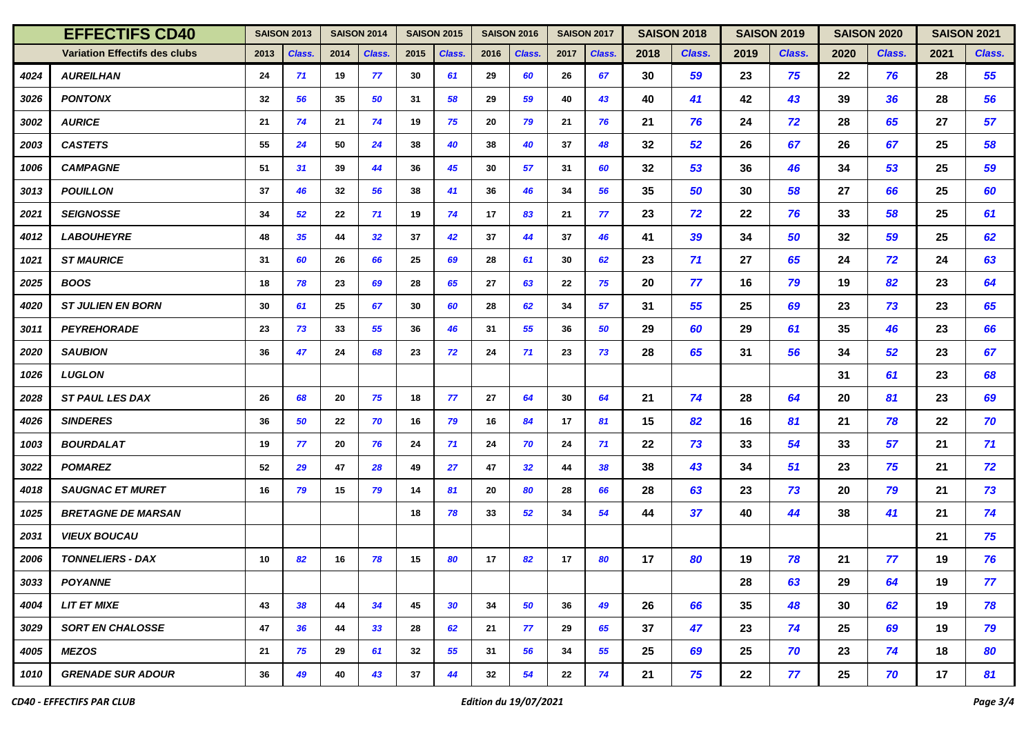| EFFECTIFS CD40 | | SAISON 2013 | | SAISON 2014 | | SAISON 2015 | | SAISON 2016 | | SAISON 2017 | | SAISON 2018 | | SAISON 2019 | | SAISON 2020 | | SAISON 2021 | |
|---|---|---|---|---|---|---|---|---|---|---|---|---|---|---|---|---|---|---|---|
| Variation Effectifs des clubs | | 2013 | Class. | 2014 | Class. | 2015 | Class. | 2016 | Class. | 2017 | Class. | 2018 | Class. | 2019 | Class. | 2020 | Class. | 2021 | Class. |
| 4024 | AUREILHAN | 24 | 71 | 19 | 77 | 30 | 61 | 29 | 60 | 26 | 67 | 30 | 59 | 23 | 75 | 22 | 76 | 28 | 55 |
| 3026 | PONTONX | 32 | 56 | 35 | 50 | 31 | 58 | 29 | 59 | 40 | 43 | 40 | 41 | 42 | 43 | 39 | 36 | 28 | 56 |
| 3002 | AURICE | 21 | 74 | 21 | 74 | 19 | 75 | 20 | 79 | 21 | 76 | 21 | 76 | 24 | 72 | 28 | 65 | 27 | 57 |
| 2003 | CASTETS | 55 | 24 | 50 | 24 | 38 | 40 | 38 | 40 | 37 | 48 | 32 | 52 | 26 | 67 | 26 | 67 | 25 | 58 |
| 1006 | CAMPAGNE | 51 | 31 | 39 | 44 | 36 | 45 | 30 | 57 | 31 | 60 | 32 | 53 | 36 | 46 | 34 | 53 | 25 | 59 |
| 3013 | POUILLON | 37 | 46 | 32 | 56 | 38 | 41 | 36 | 46 | 34 | 56 | 35 | 50 | 30 | 58 | 27 | 66 | 25 | 60 |
| 2021 | SEIGNOSSE | 34 | 52 | 22 | 71 | 19 | 74 | 17 | 83 | 21 | 77 | 23 | 72 | 22 | 76 | 33 | 58 | 25 | 61 |
| 4012 | LABOUHEYRE | 48 | 35 | 44 | 32 | 37 | 42 | 37 | 44 | 37 | 46 | 41 | 39 | 34 | 50 | 32 | 59 | 25 | 62 |
| 1021 | ST MAURICE | 31 | 60 | 26 | 66 | 25 | 69 | 28 | 61 | 30 | 62 | 23 | 71 | 27 | 65 | 24 | 72 | 24 | 63 |
| 2025 | BOOS | 18 | 78 | 23 | 69 | 28 | 65 | 27 | 63 | 22 | 75 | 20 | 77 | 16 | 79 | 19 | 82 | 23 | 64 |
| 4020 | ST JULIEN EN BORN | 30 | 61 | 25 | 67 | 30 | 60 | 28 | 62 | 34 | 57 | 31 | 55 | 25 | 69 | 23 | 73 | 23 | 65 |
| 3011 | PEYREHORADE | 23 | 73 | 33 | 55 | 36 | 46 | 31 | 55 | 36 | 50 | 29 | 60 | 29 | 61 | 35 | 46 | 23 | 66 |
| 2020 | SAUBION | 36 | 47 | 24 | 68 | 23 | 72 | 24 | 71 | 23 | 73 | 28 | 65 | 31 | 56 | 34 | 52 | 23 | 67 |
| 1026 | LUGLON | | | | | | | | | | | | | | | 31 | 61 | 23 | 68 |
| 2028 | ST PAUL LES DAX | 26 | 68 | 20 | 75 | 18 | 77 | 27 | 64 | 30 | 64 | 21 | 74 | 28 | 64 | 20 | 81 | 23 | 69 |
| 4026 | SINDERES | 36 | 50 | 22 | 70 | 16 | 79 | 16 | 84 | 17 | 81 | 15 | 82 | 16 | 81 | 21 | 78 | 22 | 70 |
| 1003 | BOURDALAT | 19 | 77 | 20 | 76 | 24 | 71 | 24 | 70 | 24 | 71 | 22 | 73 | 33 | 54 | 33 | 57 | 21 | 71 |
| 3022 | POMAREZ | 52 | 29 | 47 | 28 | 49 | 27 | 47 | 32 | 44 | 38 | 38 | 43 | 34 | 51 | 23 | 75 | 21 | 72 |
| 4018 | SAUGNAC ET MURET | 16 | 79 | 15 | 79 | 14 | 81 | 20 | 80 | 28 | 66 | 28 | 63 | 23 | 73 | 20 | 79 | 21 | 73 |
| 1025 | BRETAGNE DE MARSAN | | | | | 18 | 78 | 33 | 52 | 34 | 54 | 44 | 37 | 40 | 44 | 38 | 41 | 21 | 74 |
| 2031 | VIEUX BOUCAU | | | | | | | | | | | | | | | | | 21 | 75 |
| 2006 | TONNELIERS - DAX | 10 | 82 | 16 | 78 | 15 | 80 | 17 | 82 | 17 | 80 | 17 | 80 | 19 | 78 | 21 | 77 | 19 | 76 |
| 3033 | POYANNE | | | | | | | | | | | | | 28 | 63 | 29 | 64 | 19 | 77 |
| 4004 | LIT ET MIXE | 43 | 38 | 44 | 34 | 45 | 30 | 34 | 50 | 36 | 49 | 26 | 66 | 35 | 48 | 30 | 62 | 19 | 78 |
| 3029 | SORT EN CHALOSSE | 47 | 36 | 44 | 33 | 28 | 62 | 21 | 77 | 29 | 65 | 37 | 47 | 23 | 74 | 25 | 69 | 19 | 79 |
| 4005 | MEZOS | 21 | 75 | 29 | 61 | 32 | 55 | 31 | 56 | 34 | 55 | 25 | 69 | 25 | 70 | 23 | 74 | 18 | 80 |
| 1010 | GRENADE SUR ADOUR | 36 | 49 | 40 | 43 | 37 | 44 | 32 | 54 | 22 | 74 | 21 | 75 | 22 | 77 | 25 | 70 | 17 | 81 |

CD40 - EFFECTIFS PAR CLUB

Edition du 19/07/2021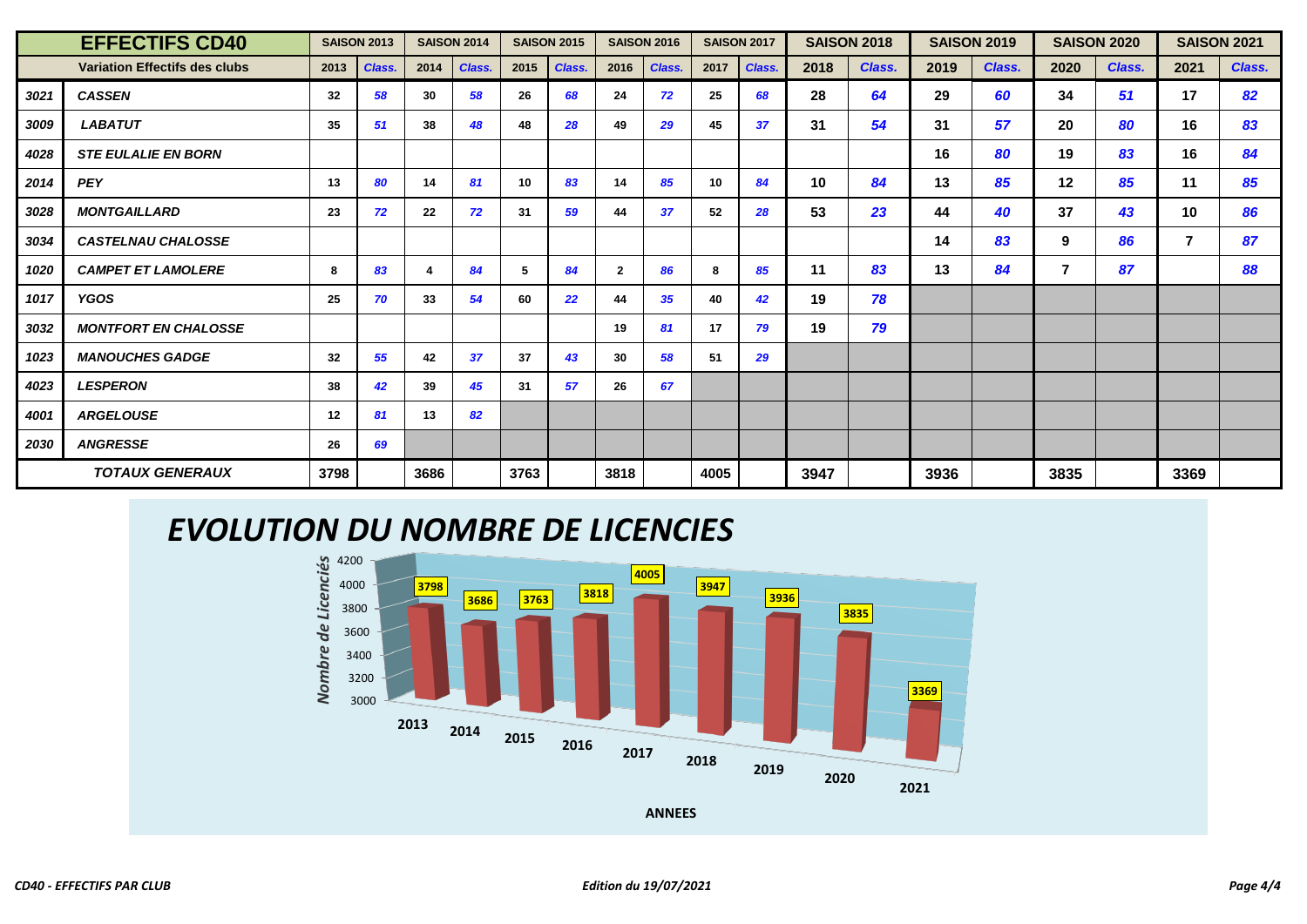| EFFECTIFS CD40 | | SAISON 2013 | | SAISON 2014 | | SAISON 2015 | | SAISON 2016 | | SAISON 2017 | | SAISON 2018 | | SAISON 2019 | | SAISON 2020 | | SAISON 2021 | |
|---|---|---|---|---|---|---|---|---|---|---|---|---|---|---|---|---|---|---|---|
| Variation Effectifs des clubs | | 2013 | Class. | 2014 | Class. | 2015 | Class. | 2016 | Class. | 2017 | Class. | 2018 | Class. | 2019 | Class. | 2020 | Class. | 2021 | Class. |
| 3021 | CASSEN | 32 | 58 | 30 | 58 | 26 | 68 | 24 | 72 | 25 | 68 | 28 | 64 | 29 | 60 | 34 | 51 | 17 | 82 |
| 3009 | LABATUT | 35 | 51 | 38 | 48 | 48 | 28 | 49 | 29 | 45 | 37 | 31 | 54 | 31 | 57 | 20 | 80 | 16 | 83 |
| 4028 | STE EULALIE EN BORN | | | | | | | | | | | | | 16 | 80 | 19 | 83 | 16 | 84 |
| 2014 | PEY | 13 | 80 | 14 | 81 | 10 | 83 | 14 | 85 | 10 | 84 | 10 | 84 | 13 | 85 | 12 | 85 | 11 | 85 |
| 3028 | MONTGAILLARD | 23 | 72 | 22 | 72 | 31 | 59 | 44 | 37 | 52 | 28 | 53 | 23 | 44 | 40 | 37 | 43 | 10 | 86 |
| 3034 | CASTELNAU CHALOSSE | | | | | | | | | | | | | 14 | 83 | 9 | 86 | 7 | 87 |
| 1020 | CAMPET ET LAMOLERE | 8 | 83 | 4 | 84 | 5 | 84 | 2 | 86 | 8 | 85 | 11 | 83 | 13 | 84 | 7 | 87 | | 88 |
| 1017 | YGOS | 25 | 70 | 33 | 54 | 60 | 22 | 44 | 35 | 40 | 42 | 19 | 78 | | | | | | |
| 3032 | MONTFORT EN CHALOSSE | | | | | | | 19 | 81 | 17 | 79 | 19 | 79 | | | | | | |
| 1023 | MANOUCHES GADGE | 32 | 55 | 42 | 37 | 37 | 43 | 30 | 58 | 51 | 29 | | | | | | | | |
| 4023 | LESPERON | 38 | 42 | 39 | 45 | 31 | 57 | 26 | 67 | | | | | | | | | | |
| 4001 | ARGELOUSE | 12 | 81 | 13 | 82 | | | | | | | | | | | | | | |
| 2030 | ANGRESSE | 26 | 69 | | | | | | | | | | | | | | | | |
| TOTAUX GENERAUX | | 3798 | | 3686 | | 3763 | | 3818 | | 4005 | | 3947 | | 3936 | | 3835 | | 3369 | |

## EVOLUTION DU NOMBRE DE LICENCIES

Nombre de Licenciés

4200
4000
3800
3600
3400
3200
3000

3798 3686 3763 3818 4005 3947 3936 3835 3369

2013 2014 2015 2016 2017 2018 2019 2020 2021

ANNEES